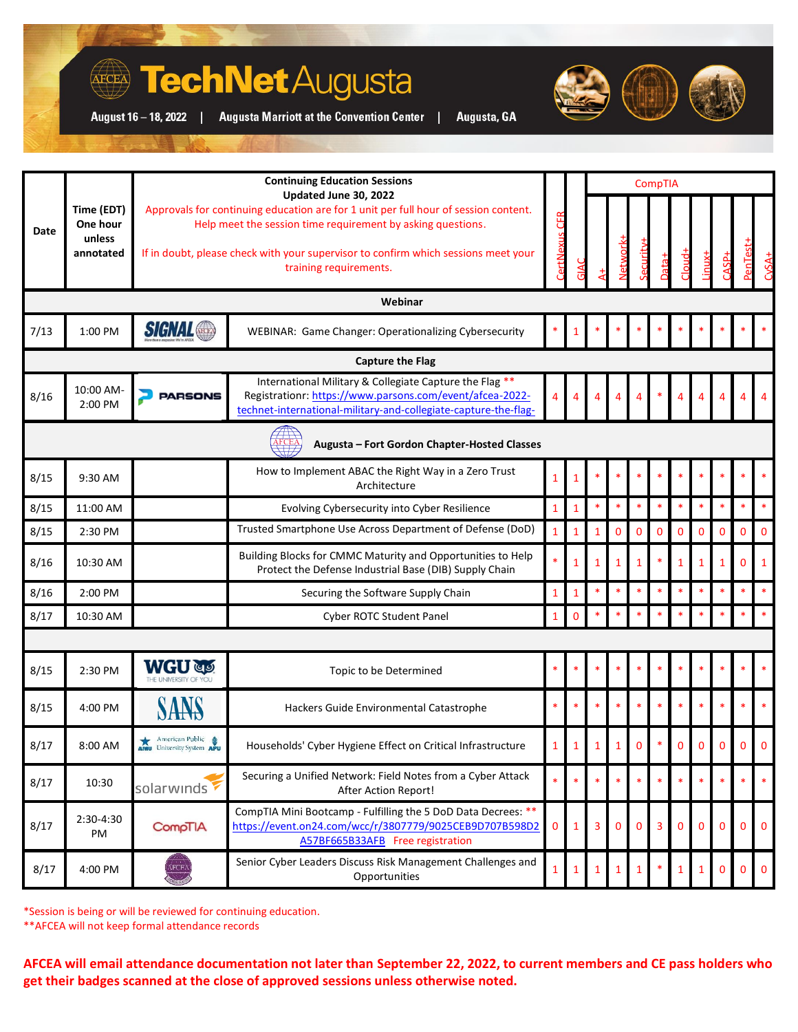# TechNet Augusta

August 16 – 18, 2022 | Augusta Marriott at the Convention Center | Augusta, GA

| Date | Time (EDT) One hour unless annotated | | Continuing Education Sessions Updated June 30, 2022 Approvals for continuing education are for 1 unit per full hour of session content. Help meet the session time requirement by asking questions. If in doubt, please check with your supervisor to confirm which sessions meet your training requirements. | CertNexus CFR | GIAC | CompTIA | | | | | | | | |
|---|---|---|---|---|---|---|---|---|---|---|---|---|---|---|
| | | | | | | A+ | Network+ | Security+ | Data+ | Cloud+ | Linux+ | CASP+ | PenTest+ | CySA+ |
| **Webinar** | | | | | | | | | | | | | | |
| 7/13 | 1:00 PM | SIGNAL | WEBINAR: Game Changer: Operationalizing Cybersecurity | * | 1 | * | * | * | * | * | * | * | * | * |
| **Capture the Flag** | | | | | | | | | | | | | | |
| 8/16 | 10:00 AM-2:00 PM | PARSONS | International Military & Collegiate Capture the Flag ** Registrationr: https://www.parsons.com/event/afcea-2022-technet-international-military-and-collegiate-capture-the-flag- | 4 | 4 | 4 | 4 | 4 | * | 4 | 4 | 4 | 4 | 4 |
| **Augusta – Fort Gordon Chapter-Hosted Classes** | | | | | | | | | | | | | | |
| 8/15 | 9:30 AM | | How to Implement ABAC the Right Way in a Zero Trust Architecture | 1 | 1 | * | * | * | * | * | * | * | * | * |
| 8/15 | 11:00 AM | | Evolving Cybersecurity into Cyber Resilience | 1 | 1 | * | * | * | * | * | * | * | * | * |
| 8/15 | 2:30 PM | | Trusted Smartphone Use Across Department of Defense (DoD) | 1 | 1 | 1 | 0 | 0 | 0 | 0 | 0 | 0 | 0 | 0 |
| 8/16 | 10:30 AM | | Building Blocks for CMMC Maturity and Opportunities to Help Protect the Defense Industrial Base (DIB) Supply Chain | * | 1 | 1 | 1 | 1 | * | 1 | 1 | 1 | 0 | 1 |
| 8/16 | 2:00 PM | | Securing the Software Supply Chain | 1 | 1 | * | * | * | * | * | * | * | * | * |
| 8/17 | 10:30 AM | | Cyber ROTC Student Panel | 1 | 0 | * | * | * | * | * | * | * | * | * |
| | | | | | | | | | | | | | | |
| 8/15 | 2:30 PM | WGU | Topic to be Determined | * | * | * | * | * | * | * | * | * | * | * |
| 8/15 | 4:00 PM | SANS | Hackers Guide Environmental Catastrophe | * | * | * | * | * | * | * | * | * | * | * |
| 8/17 | 8:00 AM | American Public University System | Households' Cyber Hygiene Effect on Critical Infrastructure | 1 | 1 | 1 | 1 | 0 | * | 0 | 0 | 0 | 0 | 0 |
| 8/17 | 10:30 | solarwinds | Securing a Unified Network: Field Notes from a Cyber Attack After Action Report! | * | * | * | * | * | * | * | * | * | * | * |
| 8/17 | 2:30-4:30 PM | CompTIA | CompTIA Mini Bootcamp - Fulfilling the 5 DoD Data Decrees: ** https://event.on24.com/wcc/r/3807779/9025CEB9D707B598D2A57BF665B33AFB Free registration | 0 | 1 | 3 | 0 | 0 | 3 | 0 | 0 | 0 | 0 | 0 |
| 8/17 | 4:00 PM | AFCEA | Senior Cyber Leaders Discuss Risk Management Challenges and Opportunities | 1 | 1 | 1 | 1 | 1 | * | 1 | 1 | 0 | 0 | 0 |

*Session is being or will be reviewed for continuing education.
**AFCEA will not keep formal attendance records

**AFCEA will email attendance documentation not later than September 22, 2022, to current members and CE pass holders who get their badges scanned at the close of approved sessions unless otherwise noted.**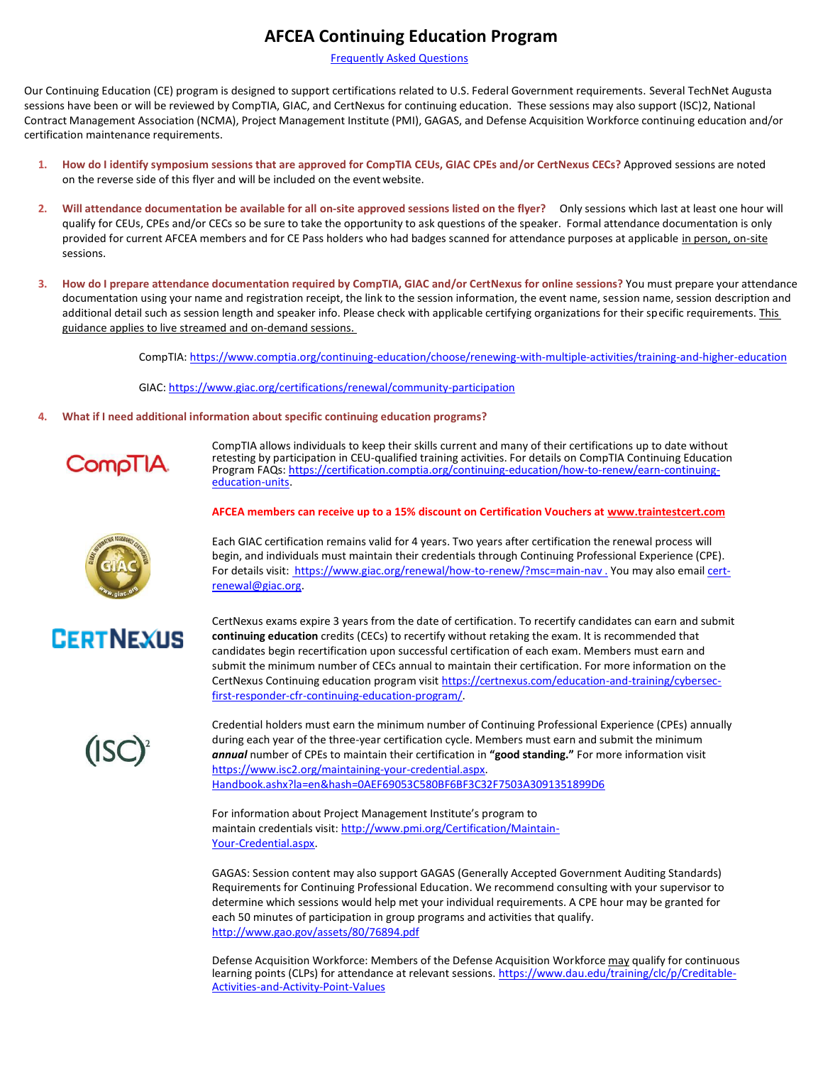# AFCEA Continuing Education Program

[Frequently Asked Questions]

Our Continuing Education (CE) program is designed to support certifications related to U.S. Federal Government requirements. Several TechNet Augusta sessions have been or will be reviewed by CompTIA, GIAC, and CertNexus for continuing education. These sessions may also support (ISC)2, National Contract Management Association (NCMA), Project Management Institute (PMI), GAGAS, and Defense Acquisition Workforce continuing education and/or certification maintenance requirements.

1. **How do I identify symposium sessions that are approved for CompTIA CEUs, GIAC CPEs and/or CertNexus CECs?** Approved sessions are noted on the reverse side of this flyer and will be included on the event website.

2. **Will attendance documentation be available for all on-site approved sessions listed on the flyer?** Only sessions which last at least one hour will qualify for CEUs, CPEs and/or CECs so be sure to take the opportunity to ask questions of the speaker. Formal attendance documentation is only provided for current AFCEA members and for CE Pass holders who had badges scanned for attendance purposes at applicable in person, on-site sessions.

3. **How do I prepare attendance documentation required by CompTIA, GIAC and/or CertNexus for online sessions?** You must prepare your attendance documentation using your name and registration receipt, the link to the session information, the event name, session name, session description and additional detail such as session length and speaker info. Please check with applicable certifying organizations for their specific requirements. This guidance applies to live streamed and on-demand sessions.

   CompTIA: https://www.comptia.org/continuing-education/choose/renewing-with-multiple-activities/training-and-higher-education

   GIAC: https://www.giac.org/certifications/renewal/community-participation

4. **What if I need additional information about specific continuing education programs?**

CompTIA

CompTIA allows individuals to keep their skills current and many of their certifications up to date without retesting by participation in CEU-qualified training activities. For details on CompTIA Continuing Education Program FAQs: https://certification.comptia.org/continuing-education/how-to-renew/earn-continuing-education-units.

**AFCEA members can receive up to a 15% discount on Certification Vouchers at www.traintestcert.com**

GIAC

Each GIAC certification remains valid for 4 years. Two years after certification the renewal process will begin, and individuals must maintain their credentials through Continuing Professional Experience (CPE). For details visit: https://www.giac.org/renewal/how-to-renew/?msc=main-nav . You may also email cert-renewal@giac.org.

CERTNEXUS

CertNexus exams expire 3 years from the date of certification. To recertify candidates can earn and submit **continuing education** credits (CECs) to recertify without retaking the exam. It is recommended that candidates begin recertification upon successful certification of each exam. Members must earn and submit the minimum number of CECs annual to maintain their certification. For more information on the CertNexus Continuing education program visit https://certnexus.com/education-and-training/cybersec-first-responder-cfr-continuing-education-program/.

(ISC)²

Credential holders must earn the minimum number of Continuing Professional Experience (CPEs) annually during each year of the three-year certification cycle. Members must earn and submit the minimum ***annual*** number of CPEs to maintain their certification in **"good standing."** For more information visit https://www.isc2.org/maintaining-your-credential.aspx. Handbook.ashx?la=en&hash=0AEF69053C580BF6BF3C32F7503A3091351899D6

For information about Project Management Institute's program to maintain credentials visit: http://www.pmi.org/Certification/Maintain-Your-Credential.aspx.

GAGAS: Session content may also support GAGAS (Generally Accepted Government Auditing Standards) Requirements for Continuing Professional Education. We recommend consulting with your supervisor to determine which sessions would help met your individual requirements. A CPE hour may be granted for each 50 minutes of participation in group programs and activities that qualify. http://www.gao.gov/assets/80/76894.pdf

Defense Acquisition Workforce: Members of the Defense Acquisition Workforce may qualify for continuous learning points (CLPs) for attendance at relevant sessions. https://www.dau.edu/training/clc/p/Creditable-Activities-and-Activity-Point-Values